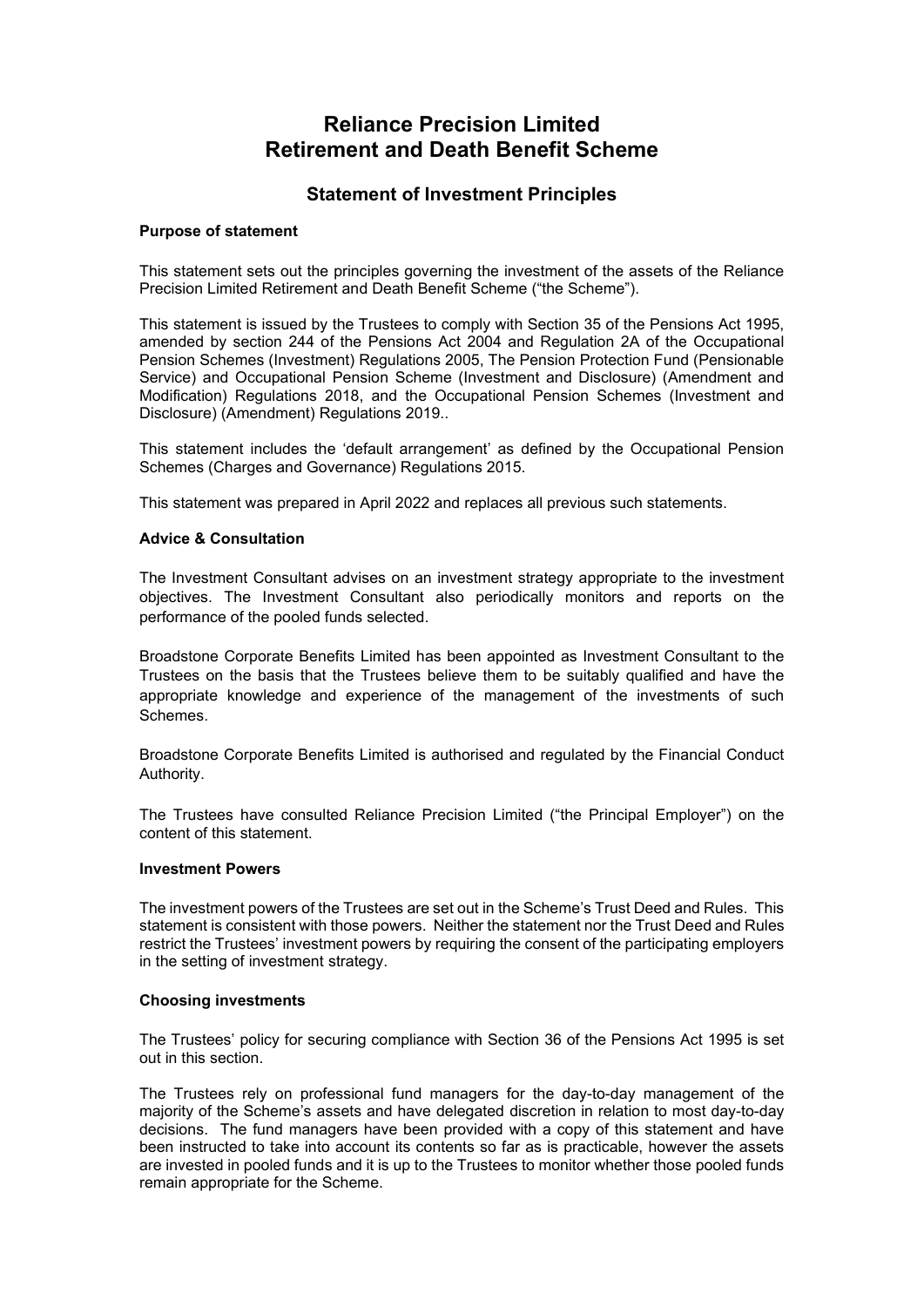# Reliance Precision Limited
# Retirement and Death Benefit Scheme

## Statement of Investment Principles

**Purpose of statement**

This statement sets out the principles governing the investment of the assets of the Reliance Precision Limited Retirement and Death Benefit Scheme ("the Scheme").

This statement is issued by the Trustees to comply with Section 35 of the Pensions Act 1995, amended by section 244 of the Pensions Act 2004 and Regulation 2A of the Occupational Pension Schemes (Investment) Regulations 2005, The Pension Protection Fund (Pensionable Service) and Occupational Pension Scheme (Investment and Disclosure) (Amendment and Modification) Regulations 2018, and the Occupational Pension Schemes (Investment and Disclosure) (Amendment) Regulations 2019..

This statement includes the 'default arrangement' as defined by the Occupational Pension Schemes (Charges and Governance) Regulations 2015.

This statement was prepared in April 2022 and replaces all previous such statements.

**Advice & Consultation**

The Investment Consultant advises on an investment strategy appropriate to the investment objectives. The Investment Consultant also periodically monitors and reports on the performance of the pooled funds selected.

Broadstone Corporate Benefits Limited has been appointed as Investment Consultant to the Trustees on the basis that the Trustees believe them to be suitably qualified and have the appropriate knowledge and experience of the management of the investments of such Schemes.

Broadstone Corporate Benefits Limited is authorised and regulated by the Financial Conduct Authority.

The Trustees have consulted Reliance Precision Limited ("the Principal Employer") on the content of this statement.

**Investment Powers**

The investment powers of the Trustees are set out in the Scheme's Trust Deed and Rules. This statement is consistent with those powers. Neither the statement nor the Trust Deed and Rules restrict the Trustees' investment powers by requiring the consent of the participating employers in the setting of investment strategy.

**Choosing investments**

The Trustees' policy for securing compliance with Section 36 of the Pensions Act 1995 is set out in this section.

The Trustees rely on professional fund managers for the day-to-day management of the majority of the Scheme's assets and have delegated discretion in relation to most day-to-day decisions. The fund managers have been provided with a copy of this statement and have been instructed to take into account its contents so far as is practicable, however the assets are invested in pooled funds and it is up to the Trustees to monitor whether those pooled funds remain appropriate for the Scheme.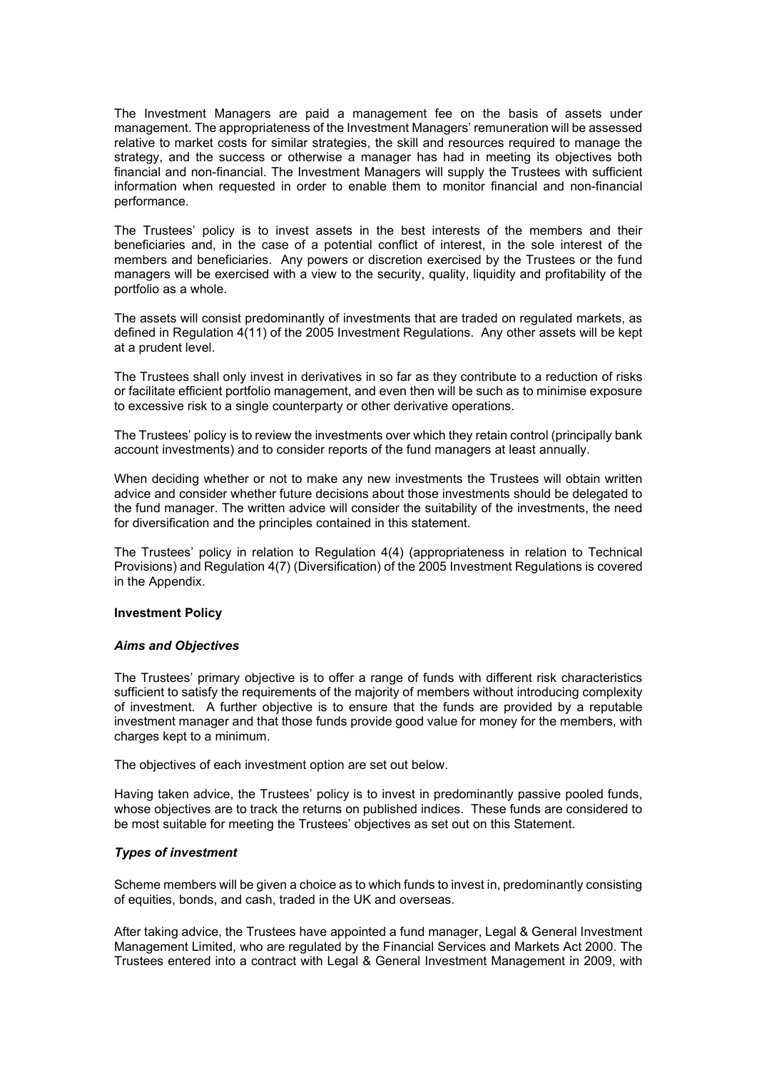The Investment Managers are paid a management fee on the basis of assets under management. The appropriateness of the Investment Managers' remuneration will be assessed relative to market costs for similar strategies, the skill and resources required to manage the strategy, and the success or otherwise a manager has had in meeting its objectives both financial and non-financial. The Investment Managers will supply the Trustees with sufficient information when requested in order to enable them to monitor financial and non-financial performance.

The Trustees' policy is to invest assets in the best interests of the members and their beneficiaries and, in the case of a potential conflict of interest, in the sole interest of the members and beneficiaries. Any powers or discretion exercised by the Trustees or the fund managers will be exercised with a view to the security, quality, liquidity and profitability of the portfolio as a whole.

The assets will consist predominantly of investments that are traded on regulated markets, as defined in Regulation 4(11) of the 2005 Investment Regulations. Any other assets will be kept at a prudent level.

The Trustees shall only invest in derivatives in so far as they contribute to a reduction of risks or facilitate efficient portfolio management, and even then will be such as to minimise exposure to excessive risk to a single counterparty or other derivative operations.

The Trustees' policy is to review the investments over which they retain control (principally bank account investments) and to consider reports of the fund managers at least annually.

When deciding whether or not to make any new investments the Trustees will obtain written advice and consider whether future decisions about those investments should be delegated to the fund manager. The written advice will consider the suitability of the investments, the need for diversification and the principles contained in this statement.

The Trustees' policy in relation to Regulation 4(4) (appropriateness in relation to Technical Provisions) and Regulation 4(7) (Diversification) of the 2005 Investment Regulations is covered in the Appendix.

**Investment Policy**

***Aims and Objectives***

The Trustees' primary objective is to offer a range of funds with different risk characteristics sufficient to satisfy the requirements of the majority of members without introducing complexity of investment. A further objective is to ensure that the funds are provided by a reputable investment manager and that those funds provide good value for money for the members, with charges kept to a minimum.

The objectives of each investment option are set out below.

Having taken advice, the Trustees' policy is to invest in predominantly passive pooled funds, whose objectives are to track the returns on published indices. These funds are considered to be most suitable for meeting the Trustees' objectives as set out on this Statement.

***Types of investment***

Scheme members will be given a choice as to which funds to invest in, predominantly consisting of equities, bonds, and cash, traded in the UK and overseas.

After taking advice, the Trustees have appointed a fund manager, Legal & General Investment Management Limited, who are regulated by the Financial Services and Markets Act 2000. The Trustees entered into a contract with Legal & General Investment Management in 2009, with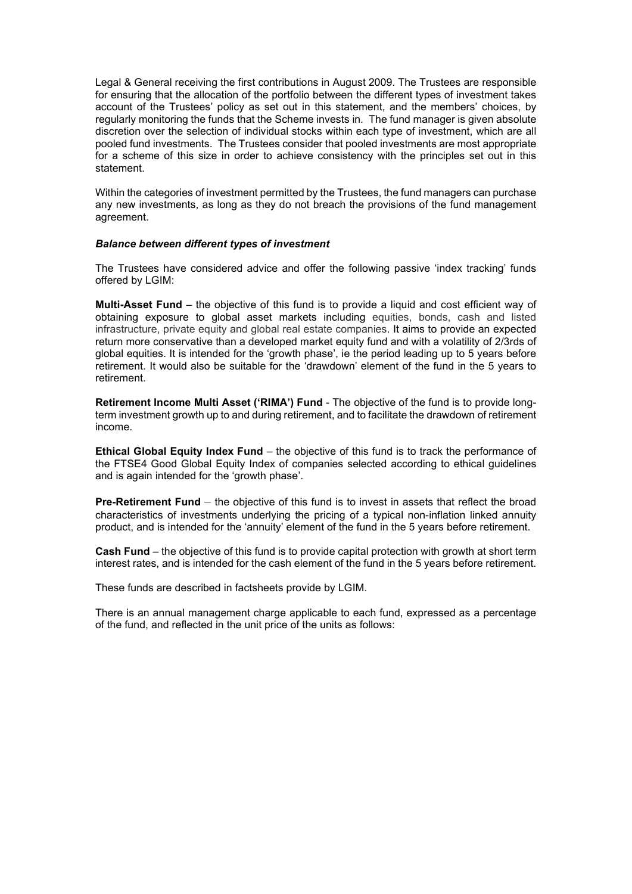Legal & General receiving the first contributions in August 2009. The Trustees are responsible for ensuring that the allocation of the portfolio between the different types of investment takes account of the Trustees' policy as set out in this statement, and the members' choices, by regularly monitoring the funds that the Scheme invests in. The fund manager is given absolute discretion over the selection of individual stocks within each type of investment, which are all pooled fund investments. The Trustees consider that pooled investments are most appropriate for a scheme of this size in order to achieve consistency with the principles set out in this statement.

Within the categories of investment permitted by the Trustees, the fund managers can purchase any new investments, as long as they do not breach the provisions of the fund management agreement.

***Balance between different types of investment***

The Trustees have considered advice and offer the following passive 'index tracking' funds offered by LGIM:

**Multi-Asset Fund** – the objective of this fund is to provide a liquid and cost efficient way of obtaining exposure to global asset markets including equities, bonds, cash and listed infrastructure, private equity and global real estate companies. It aims to provide an expected return more conservative than a developed market equity fund and with a volatility of 2/3rds of global equities. It is intended for the 'growth phase', ie the period leading up to 5 years before retirement. It would also be suitable for the 'drawdown' element of the fund in the 5 years to retirement.

**Retirement Income Multi Asset ('RIMA') Fund** - The objective of the fund is to provide long-term investment growth up to and during retirement, and to facilitate the drawdown of retirement income.

**Ethical Global Equity Index Fund** – the objective of this fund is to track the performance of the FTSE4 Good Global Equity Index of companies selected according to ethical guidelines and is again intended for the 'growth phase'.

**Pre-Retirement Fund** – the objective of this fund is to invest in assets that reflect the broad characteristics of investments underlying the pricing of a typical non-inflation linked annuity product, and is intended for the 'annuity' element of the fund in the 5 years before retirement.

**Cash Fund** – the objective of this fund is to provide capital protection with growth at short term interest rates, and is intended for the cash element of the fund in the 5 years before retirement.

These funds are described in factsheets provide by LGIM.

There is an annual management charge applicable to each fund, expressed as a percentage of the fund, and reflected in the unit price of the units as follows: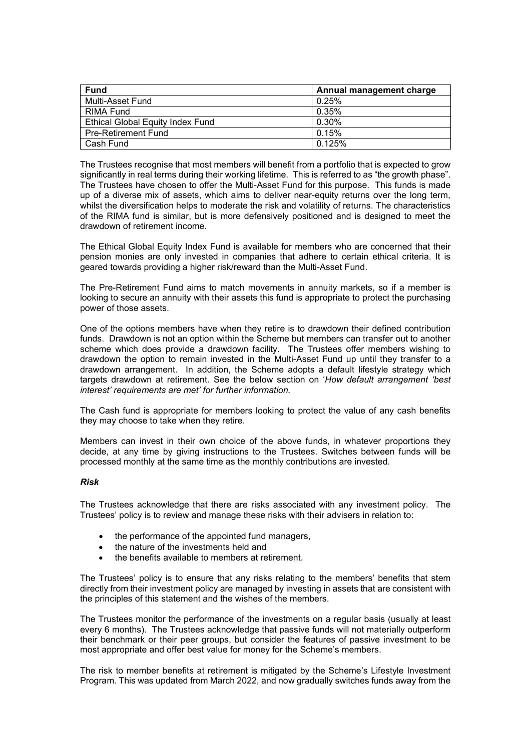| Fund | Annual management charge |
| --- | --- |
| Multi-Asset Fund | 0.25% |
| RIMA Fund | 0.35% |
| Ethical Global Equity Index Fund | 0.30% |
| Pre-Retirement Fund | 0.15% |
| Cash Fund | 0.125% |

The Trustees recognise that most members will benefit from a portfolio that is expected to grow significantly in real terms during their working lifetime. This is referred to as "the growth phase". The Trustees have chosen to offer the Multi-Asset Fund for this purpose. This funds is made up of a diverse mix of assets, which aims to deliver near-equity returns over the long term, whilst the diversification helps to moderate the risk and volatility of returns. The characteristics of the RIMA fund is similar, but is more defensively positioned and is designed to meet the drawdown of retirement income.

The Ethical Global Equity Index Fund is available for members who are concerned that their pension monies are only invested in companies that adhere to certain ethical criteria. It is geared towards providing a higher risk/reward than the Multi-Asset Fund.

The Pre-Retirement Fund aims to match movements in annuity markets, so if a member is looking to secure an annuity with their assets this fund is appropriate to protect the purchasing power of those assets.

One of the options members have when they retire is to drawdown their defined contribution funds. Drawdown is not an option within the Scheme but members can transfer out to another scheme which does provide a drawdown facility. The Trustees offer members wishing to drawdown the option to remain invested in the Multi-Asset Fund up until they transfer to a drawdown arrangement. In addition, the Scheme adopts a default lifestyle strategy which targets drawdown at retirement. See the below section on '*How default arrangement 'best interest' requirements are met' for further information.*

The Cash fund is appropriate for members looking to protect the value of any cash benefits they may choose to take when they retire.

Members can invest in their own choice of the above funds, in whatever proportions they decide, at any time by giving instructions to the Trustees. Switches between funds will be processed monthly at the same time as the monthly contributions are invested.

### *Risk*

The Trustees acknowledge that there are risks associated with any investment policy. The Trustees' policy is to review and manage these risks with their advisers in relation to:

- the performance of the appointed fund managers,
- the nature of the investments held and
- the benefits available to members at retirement.

The Trustees' policy is to ensure that any risks relating to the members' benefits that stem directly from their investment policy are managed by investing in assets that are consistent with the principles of this statement and the wishes of the members.

The Trustees monitor the performance of the investments on a regular basis (usually at least every 6 months). The Trustees acknowledge that passive funds will not materially outperform their benchmark or their peer groups, but consider the features of passive investment to be most appropriate and offer best value for money for the Scheme's members.

The risk to member benefits at retirement is mitigated by the Scheme's Lifestyle Investment Program. This was updated from March 2022, and now gradually switches funds away from the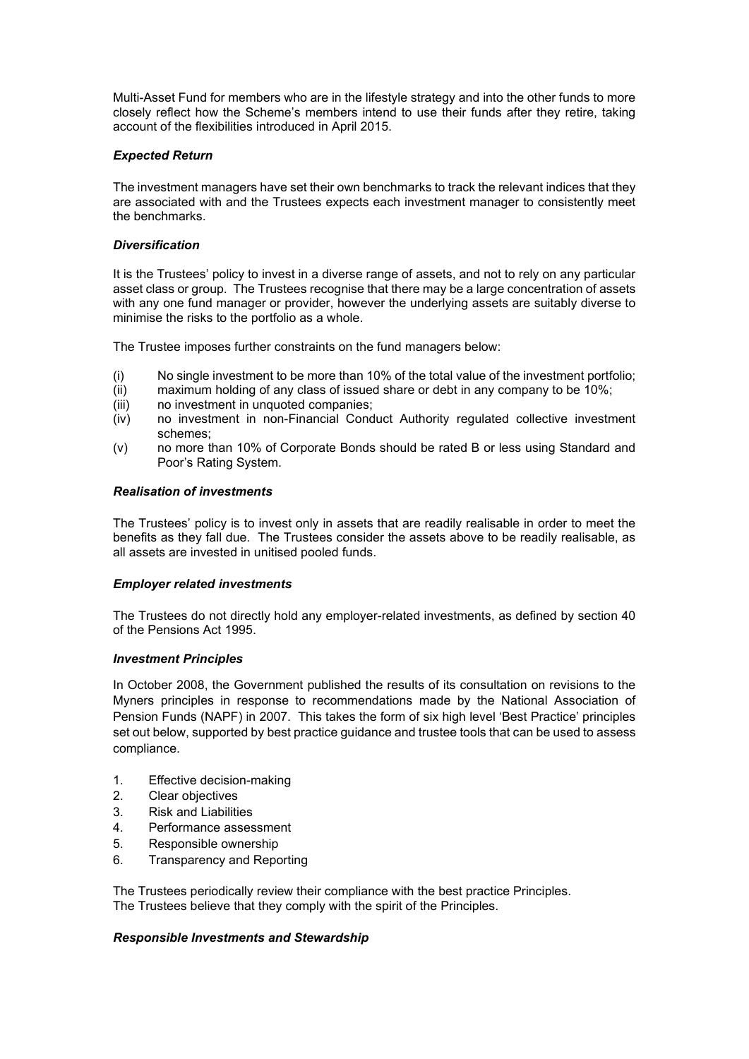Multi-Asset Fund for members who are in the lifestyle strategy and into the other funds to more closely reflect how the Scheme's members intend to use their funds after they retire, taking account of the flexibilities introduced in April 2015.

### *Expected Return*

The investment managers have set their own benchmarks to track the relevant indices that they are associated with and the Trustees expects each investment manager to consistently meet the benchmarks.

### *Diversification*

It is the Trustees' policy to invest in a diverse range of assets, and not to rely on any particular asset class or group. The Trustees recognise that there may be a large concentration of assets with any one fund manager or provider, however the underlying assets are suitably diverse to minimise the risks to the portfolio as a whole.

The Trustee imposes further constraints on the fund managers below:

(i) No single investment to be more than 10% of the total value of the investment portfolio;
(ii) maximum holding of any class of issued share or debt in any company to be 10%;
(iii) no investment in unquoted companies;
(iv) no investment in non-Financial Conduct Authority regulated collective investment schemes;
(v) no more than 10% of Corporate Bonds should be rated B or less using Standard and Poor's Rating System.

### *Realisation of investments*

The Trustees' policy is to invest only in assets that are readily realisable in order to meet the benefits as they fall due. The Trustees consider the assets above to be readily realisable, as all assets are invested in unitised pooled funds.

### *Employer related investments*

The Trustees do not directly hold any employer-related investments, as defined by section 40 of the Pensions Act 1995.

### *Investment Principles*

In October 2008, the Government published the results of its consultation on revisions to the Myners principles in response to recommendations made by the National Association of Pension Funds (NAPF) in 2007. This takes the form of six high level 'Best Practice' principles set out below, supported by best practice guidance and trustee tools that can be used to assess compliance.

1. Effective decision-making
2. Clear objectives
3. Risk and Liabilities
4. Performance assessment
5. Responsible ownership
6. Transparency and Reporting

The Trustees periodically review their compliance with the best practice Principles.
The Trustees believe that they comply with the spirit of the Principles.

### *Responsible Investments and Stewardship*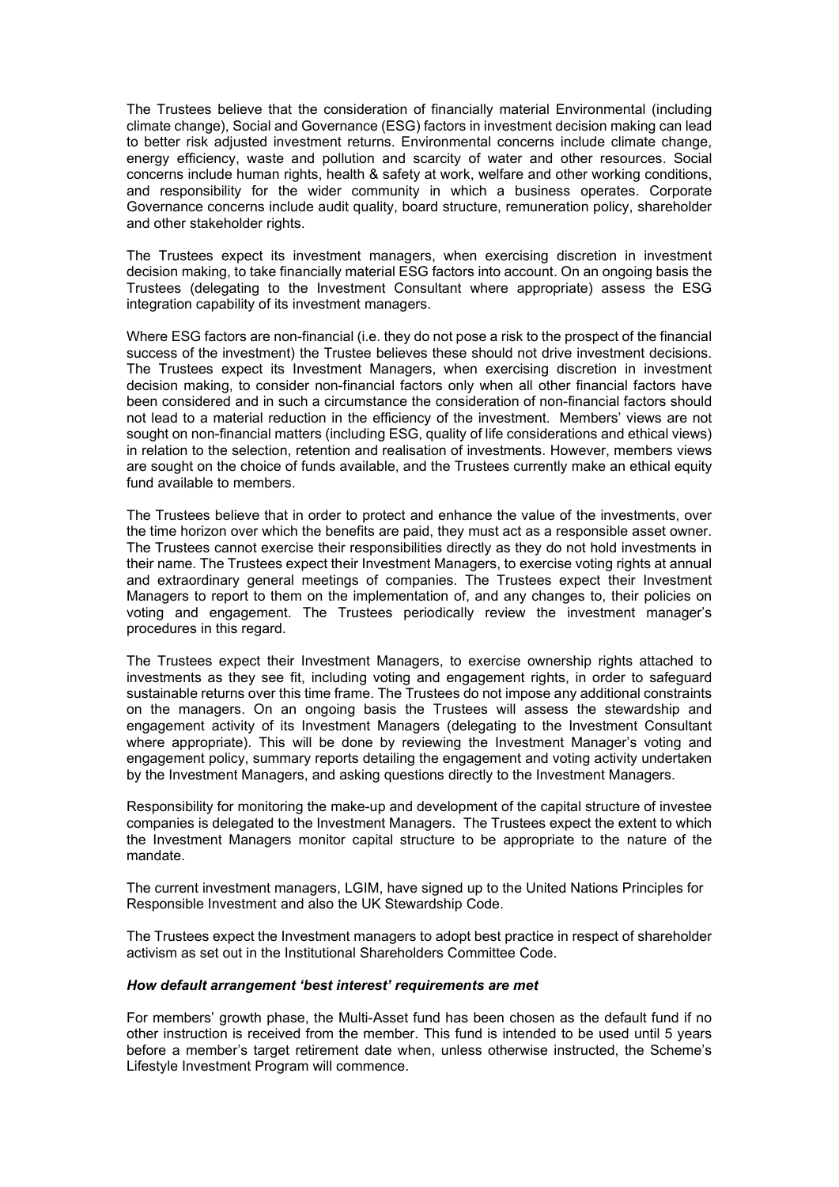The Trustees believe that the consideration of financially material Environmental (including climate change), Social and Governance (ESG) factors in investment decision making can lead to better risk adjusted investment returns. Environmental concerns include climate change, energy efficiency, waste and pollution and scarcity of water and other resources. Social concerns include human rights, health & safety at work, welfare and other working conditions, and responsibility for the wider community in which a business operates. Corporate Governance concerns include audit quality, board structure, remuneration policy, shareholder and other stakeholder rights.

The Trustees expect its investment managers, when exercising discretion in investment decision making, to take financially material ESG factors into account. On an ongoing basis the Trustees (delegating to the Investment Consultant where appropriate) assess the ESG integration capability of its investment managers.

Where ESG factors are non-financial (i.e. they do not pose a risk to the prospect of the financial success of the investment) the Trustee believes these should not drive investment decisions. The Trustees expect its Investment Managers, when exercising discretion in investment decision making, to consider non-financial factors only when all other financial factors have been considered and in such a circumstance the consideration of non-financial factors should not lead to a material reduction in the efficiency of the investment. Members' views are not sought on non-financial matters (including ESG, quality of life considerations and ethical views) in relation to the selection, retention and realisation of investments. However, members views are sought on the choice of funds available, and the Trustees currently make an ethical equity fund available to members.

The Trustees believe that in order to protect and enhance the value of the investments, over the time horizon over which the benefits are paid, they must act as a responsible asset owner. The Trustees cannot exercise their responsibilities directly as they do not hold investments in their name. The Trustees expect their Investment Managers, to exercise voting rights at annual and extraordinary general meetings of companies. The Trustees expect their Investment Managers to report to them on the implementation of, and any changes to, their policies on voting and engagement. The Trustees periodically review the investment manager's procedures in this regard.

The Trustees expect their Investment Managers, to exercise ownership rights attached to investments as they see fit, including voting and engagement rights, in order to safeguard sustainable returns over this time frame. The Trustees do not impose any additional constraints on the managers. On an ongoing basis the Trustees will assess the stewardship and engagement activity of its Investment Managers (delegating to the Investment Consultant where appropriate). This will be done by reviewing the Investment Manager's voting and engagement policy, summary reports detailing the engagement and voting activity undertaken by the Investment Managers, and asking questions directly to the Investment Managers.

Responsibility for monitoring the make-up and development of the capital structure of investee companies is delegated to the Investment Managers. The Trustees expect the extent to which the Investment Managers monitor capital structure to be appropriate to the nature of the mandate.

The current investment managers, LGIM, have signed up to the United Nations Principles for Responsible Investment and also the UK Stewardship Code.

The Trustees expect the Investment managers to adopt best practice in respect of shareholder activism as set out in the Institutional Shareholders Committee Code.

***How default arrangement 'best interest' requirements are met***

For members' growth phase, the Multi-Asset fund has been chosen as the default fund if no other instruction is received from the member. This fund is intended to be used until 5 years before a member's target retirement date when, unless otherwise instructed, the Scheme's Lifestyle Investment Program will commence.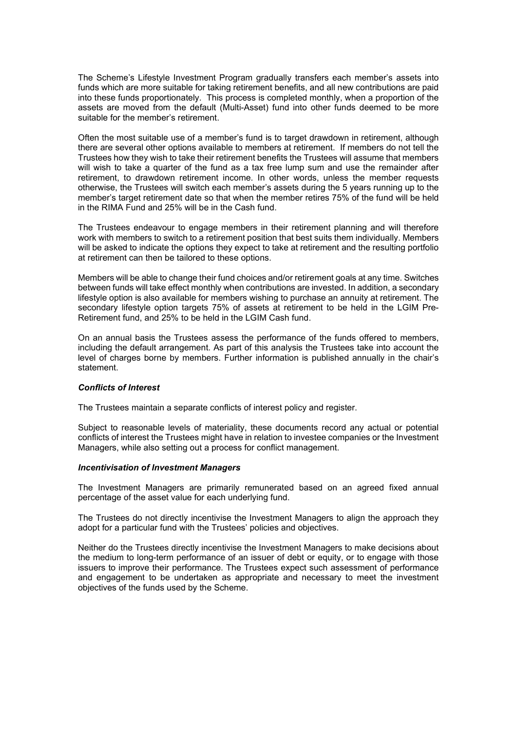The Scheme's Lifestyle Investment Program gradually transfers each member's assets into funds which are more suitable for taking retirement benefits, and all new contributions are paid into these funds proportionately. This process is completed monthly, when a proportion of the assets are moved from the default (Multi-Asset) fund into other funds deemed to be more suitable for the member's retirement.

Often the most suitable use of a member's fund is to target drawdown in retirement, although there are several other options available to members at retirement. If members do not tell the Trustees how they wish to take their retirement benefits the Trustees will assume that members will wish to take a quarter of the fund as a tax free lump sum and use the remainder after retirement, to drawdown retirement income. In other words, unless the member requests otherwise, the Trustees will switch each member's assets during the 5 years running up to the member's target retirement date so that when the member retires 75% of the fund will be held in the RIMA Fund and 25% will be in the Cash fund.

The Trustees endeavour to engage members in their retirement planning and will therefore work with members to switch to a retirement position that best suits them individually. Members will be asked to indicate the options they expect to take at retirement and the resulting portfolio at retirement can then be tailored to these options.

Members will be able to change their fund choices and/or retirement goals at any time. Switches between funds will take effect monthly when contributions are invested. In addition, a secondary lifestyle option is also available for members wishing to purchase an annuity at retirement. The secondary lifestyle option targets 75% of assets at retirement to be held in the LGIM Pre-Retirement fund, and 25% to be held in the LGIM Cash fund.

On an annual basis the Trustees assess the performance of the funds offered to members, including the default arrangement. As part of this analysis the Trustees take into account the level of charges borne by members. Further information is published annually in the chair's statement.

***Conflicts of Interest***

The Trustees maintain a separate conflicts of interest policy and register.

Subject to reasonable levels of materiality, these documents record any actual or potential conflicts of interest the Trustees might have in relation to investee companies or the Investment Managers, while also setting out a process for conflict management.

***Incentivisation of Investment Managers***

The Investment Managers are primarily remunerated based on an agreed fixed annual percentage of the asset value for each underlying fund.

The Trustees do not directly incentivise the Investment Managers to align the approach they adopt for a particular fund with the Trustees' policies and objectives.

Neither do the Trustees directly incentivise the Investment Managers to make decisions about the medium to long-term performance of an issuer of debt or equity, or to engage with those issuers to improve their performance. The Trustees expect such assessment of performance and engagement to be undertaken as appropriate and necessary to meet the investment objectives of the funds used by the Scheme.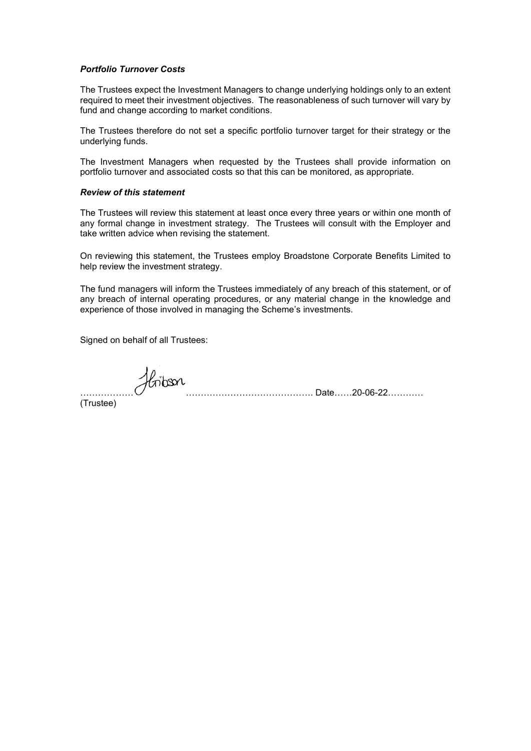***Portfolio Turnover Costs***

The Trustees expect the Investment Managers to change underlying holdings only to an extent required to meet their investment objectives. The reasonableness of such turnover will vary by fund and change according to market conditions.

The Trustees therefore do not set a specific portfolio turnover target for their strategy or the underlying funds.

The Investment Managers when requested by the Trustees shall provide information on portfolio turnover and associated costs so that this can be monitored, as appropriate.

***Review of this statement***

The Trustees will review this statement at least once every three years or within one month of any formal change in investment strategy. The Trustees will consult with the Employer and take written advice when revising the statement.

On reviewing this statement, the Trustees employ Broadstone Corporate Benefits Limited to help review the investment strategy.

The fund managers will inform the Trustees immediately of any breach of this statement, or of any breach of internal operating procedures, or any material change in the knowledge and experience of those involved in managing the Scheme's investments.

Signed on behalf of all Trustees:

……………… JGibson ……………………………………. Date……20-06-22…………
(Trustee)